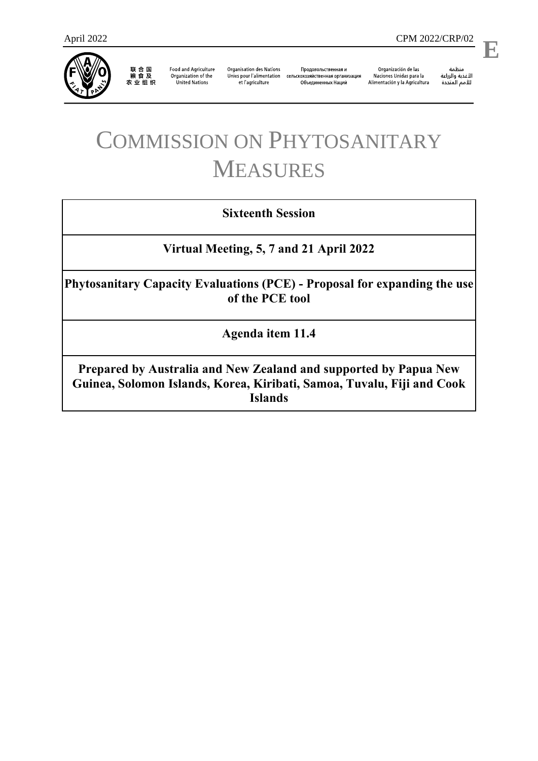April 2022 CPM 2022/CRP/02

E

联合国粮食及农业组织 | Food and Agriculture Organization of the United Nations | Organisation des Nations Unies pour l'alimentation et l'agriculture | Продовольственная и сельскохозяйственная организация Объединенных Наций | Organización de las Naciones Unidas para la Alimentación y la Agricultura | منظمة الأغذية والزراعة للأمم المتحدة

# COMMISSION ON PHYTOSANITARY MEASURES

**Sixteenth Session**

**Virtual Meeting, 5, 7 and 21 April 2022**

**Phytosanitary Capacity Evaluations (PCE) - Proposal for expanding the use of the PCE tool**

**Agenda item 11.4**

**Prepared by Australia and New Zealand and supported by Papua New Guinea, Solomon Islands, Korea, Kiribati, Samoa, Tuvalu, Fiji and Cook Islands**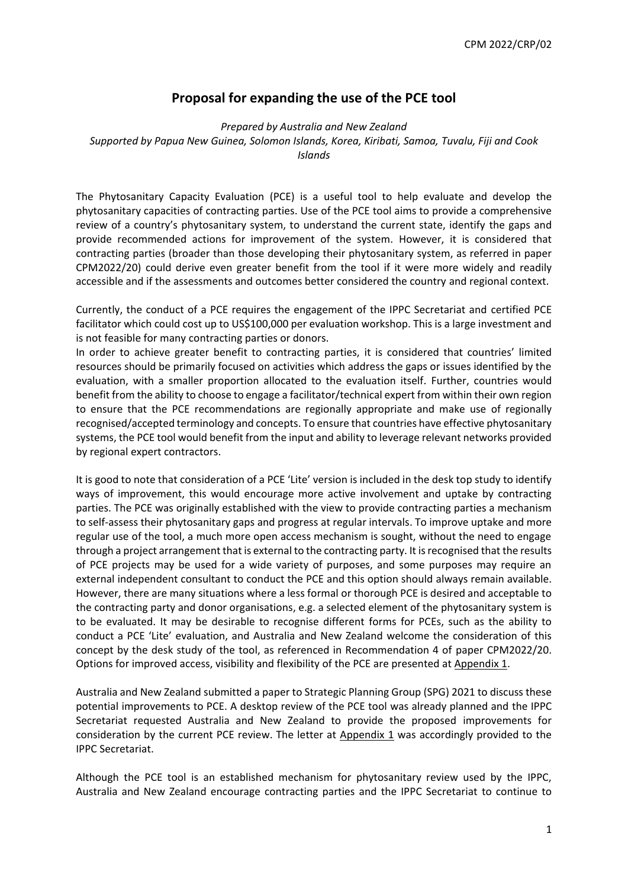# Proposal for expanding the use of the PCE tool

*Prepared by Australia and New Zealand*
*Supported by Papua New Guinea, Solomon Islands, Korea, Kiribati, Samoa, Tuvalu, Fiji and Cook Islands*

The Phytosanitary Capacity Evaluation (PCE) is a useful tool to help evaluate and develop the phytosanitary capacities of contracting parties. Use of the PCE tool aims to provide a comprehensive review of a country's phytosanitary system, to understand the current state, identify the gaps and provide recommended actions for improvement of the system. However, it is considered that contracting parties (broader than those developing their phytosanitary system, as referred in paper CPM2022/20) could derive even greater benefit from the tool if it were more widely and readily accessible and if the assessments and outcomes better considered the country and regional context.

Currently, the conduct of a PCE requires the engagement of the IPPC Secretariat and certified PCE facilitator which could cost up to US$100,000 per evaluation workshop. This is a large investment and is not feasible for many contracting parties or donors.

In order to achieve greater benefit to contracting parties, it is considered that countries' limited resources should be primarily focused on activities which address the gaps or issues identified by the evaluation, with a smaller proportion allocated to the evaluation itself. Further, countries would benefit from the ability to choose to engage a facilitator/technical expert from within their own region to ensure that the PCE recommendations are regionally appropriate and make use of regionally recognised/accepted terminology and concepts. To ensure that countries have effective phytosanitary systems, the PCE tool would benefit from the input and ability to leverage relevant networks provided by regional expert contractors.

It is good to note that consideration of a PCE 'Lite' version is included in the desk top study to identify ways of improvement, this would encourage more active involvement and uptake by contracting parties. The PCE was originally established with the view to provide contracting parties a mechanism to self-assess their phytosanitary gaps and progress at regular intervals. To improve uptake and more regular use of the tool, a much more open access mechanism is sought, without the need to engage through a project arrangement that is external to the contracting party. It is recognised that the results of PCE projects may be used for a wide variety of purposes, and some purposes may require an external independent consultant to conduct the PCE and this option should always remain available. However, there are many situations where a less formal or thorough PCE is desired and acceptable to the contracting party and donor organisations, e.g. a selected element of the phytosanitary system is to be evaluated. It may be desirable to recognise different forms for PCEs, such as the ability to conduct a PCE 'Lite' evaluation, and Australia and New Zealand welcome the consideration of this concept by the desk study of the tool, as referenced in Recommendation 4 of paper CPM2022/20. Options for improved access, visibility and flexibility of the PCE are presented at Appendix 1.

Australia and New Zealand submitted a paper to Strategic Planning Group (SPG) 2021 to discuss these potential improvements to PCE. A desktop review of the PCE tool was already planned and the IPPC Secretariat requested Australia and New Zealand to provide the proposed improvements for consideration by the current PCE review. The letter at Appendix 1 was accordingly provided to the IPPC Secretariat.

Although the PCE tool is an established mechanism for phytosanitary review used by the IPPC, Australia and New Zealand encourage contracting parties and the IPPC Secretariat to continue to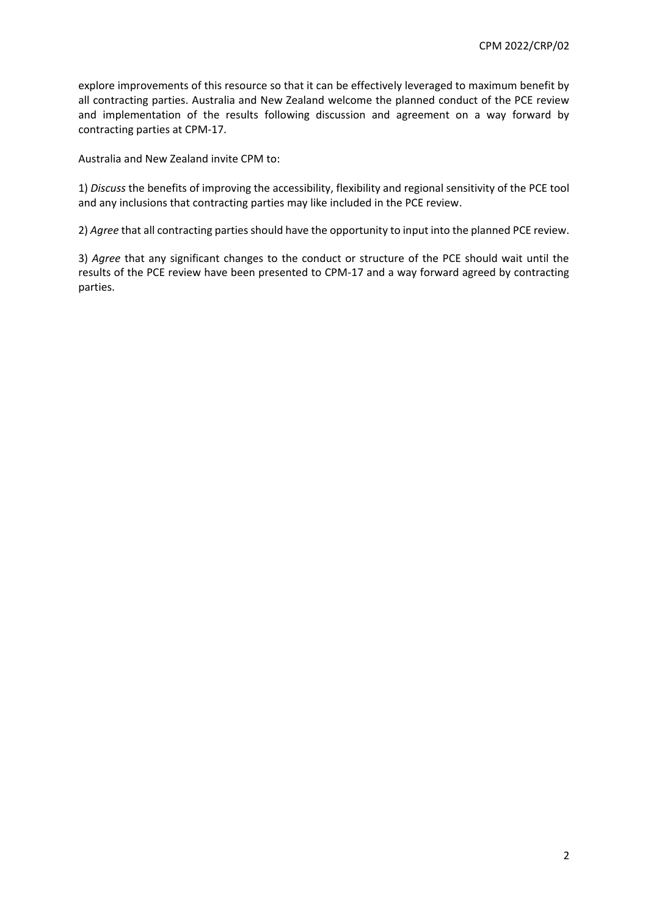explore improvements of this resource so that it can be effectively leveraged to maximum benefit by all contracting parties. Australia and New Zealand welcome the planned conduct of the PCE review and implementation of the results following discussion and agreement on a way forward by contracting parties at CPM-17.

Australia and New Zealand invite CPM to:

1) *Discuss* the benefits of improving the accessibility, flexibility and regional sensitivity of the PCE tool and any inclusions that contracting parties may like included in the PCE review.

2) *Agree* that all contracting parties should have the opportunity to input into the planned PCE review.

3) *Agree* that any significant changes to the conduct or structure of the PCE should wait until the results of the PCE review have been presented to CPM-17 and a way forward agreed by contracting parties.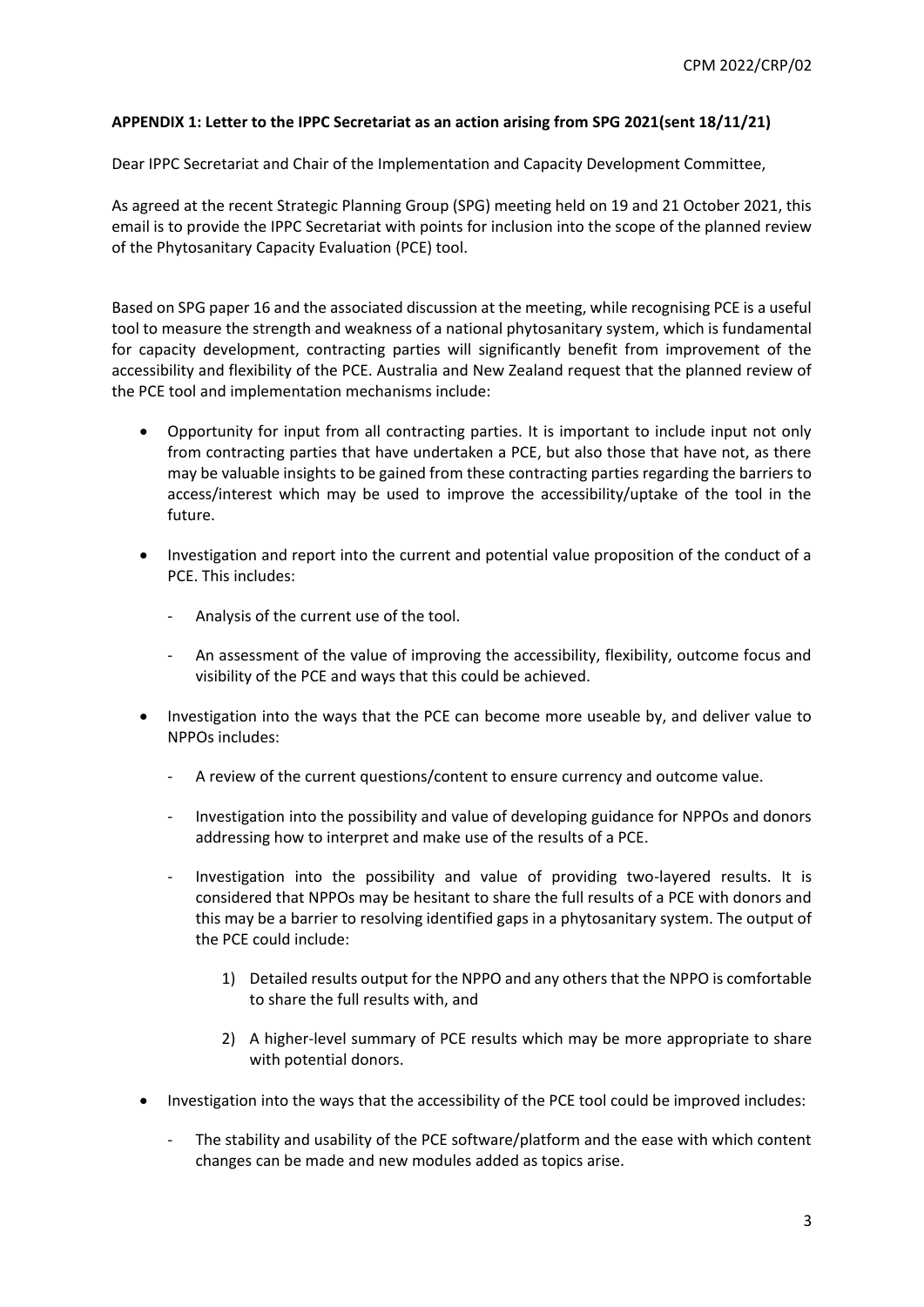**APPENDIX 1: Letter to the IPPC Secretariat as an action arising from SPG 2021(sent 18/11/21)**

Dear IPPC Secretariat and Chair of the Implementation and Capacity Development Committee,

As agreed at the recent Strategic Planning Group (SPG) meeting held on 19 and 21 October 2021, this email is to provide the IPPC Secretariat with points for inclusion into the scope of the planned review of the Phytosanitary Capacity Evaluation (PCE) tool.

Based on SPG paper 16 and the associated discussion at the meeting, while recognising PCE is a useful tool to measure the strength and weakness of a national phytosanitary system, which is fundamental for capacity development, contracting parties will significantly benefit from improvement of the accessibility and flexibility of the PCE. Australia and New Zealand request that the planned review of the PCE tool and implementation mechanisms include:

- Opportunity for input from all contracting parties. It is important to include input not only from contracting parties that have undertaken a PCE, but also those that have not, as there may be valuable insights to be gained from these contracting parties regarding the barriers to access/interest which may be used to improve the accessibility/uptake of the tool in the future.
- Investigation and report into the current and potential value proposition of the conduct of a PCE. This includes:
  - Analysis of the current use of the tool.
  - An assessment of the value of improving the accessibility, flexibility, outcome focus and visibility of the PCE and ways that this could be achieved.
- Investigation into the ways that the PCE can become more useable by, and deliver value to NPPOs includes:
  - A review of the current questions/content to ensure currency and outcome value.
  - Investigation into the possibility and value of developing guidance for NPPOs and donors addressing how to interpret and make use of the results of a PCE.
  - Investigation into the possibility and value of providing two-layered results. It is considered that NPPOs may be hesitant to share the full results of a PCE with donors and this may be a barrier to resolving identified gaps in a phytosanitary system. The output of the PCE could include:
    1) Detailed results output for the NPPO and any others that the NPPO is comfortable to share the full results with, and
    2) A higher-level summary of PCE results which may be more appropriate to share with potential donors.
- Investigation into the ways that the accessibility of the PCE tool could be improved includes:
  - The stability and usability of the PCE software/platform and the ease with which content changes can be made and new modules added as topics arise.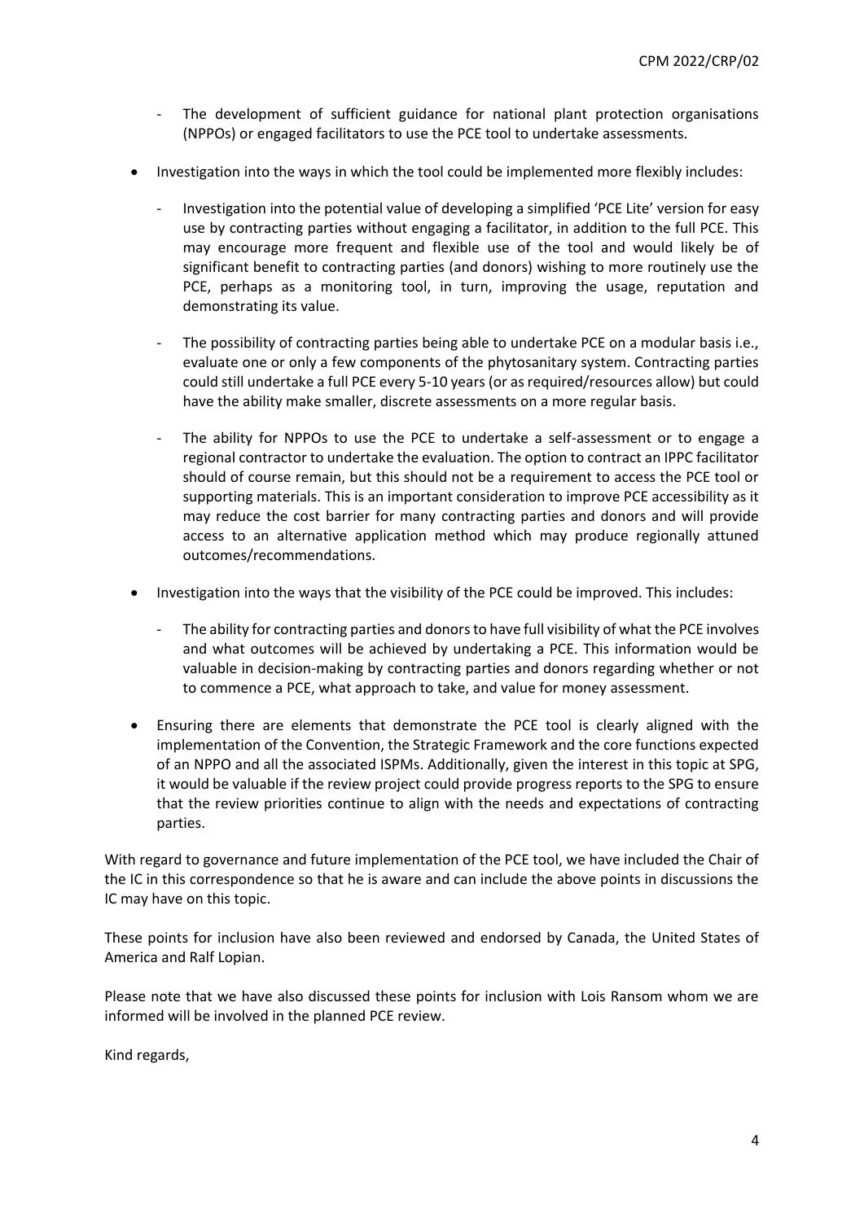- The development of sufficient guidance for national plant protection organisations (NPPOs) or engaged facilitators to use the PCE tool to undertake assessments.

- Investigation into the ways in which the tool could be implemented more flexibly includes:

  - Investigation into the potential value of developing a simplified 'PCE Lite' version for easy use by contracting parties without engaging a facilitator, in addition to the full PCE. This may encourage more frequent and flexible use of the tool and would likely be of significant benefit to contracting parties (and donors) wishing to more routinely use the PCE, perhaps as a monitoring tool, in turn, improving the usage, reputation and demonstrating its value.

  - The possibility of contracting parties being able to undertake PCE on a modular basis i.e., evaluate one or only a few components of the phytosanitary system. Contracting parties could still undertake a full PCE every 5-10 years (or as required/resources allow) but could have the ability make smaller, discrete assessments on a more regular basis.

  - The ability for NPPOs to use the PCE to undertake a self-assessment or to engage a regional contractor to undertake the evaluation. The option to contract an IPPC facilitator should of course remain, but this should not be a requirement to access the PCE tool or supporting materials. This is an important consideration to improve PCE accessibility as it may reduce the cost barrier for many contracting parties and donors and will provide access to an alternative application method which may produce regionally attuned outcomes/recommendations.

- Investigation into the ways that the visibility of the PCE could be improved. This includes:

  - The ability for contracting parties and donors to have full visibility of what the PCE involves and what outcomes will be achieved by undertaking a PCE. This information would be valuable in decision-making by contracting parties and donors regarding whether or not to commence a PCE, what approach to take, and value for money assessment.

- Ensuring there are elements that demonstrate the PCE tool is clearly aligned with the implementation of the Convention, the Strategic Framework and the core functions expected of an NPPO and all the associated ISPMs. Additionally, given the interest in this topic at SPG, it would be valuable if the review project could provide progress reports to the SPG to ensure that the review priorities continue to align with the needs and expectations of contracting parties.

With regard to governance and future implementation of the PCE tool, we have included the Chair of the IC in this correspondence so that he is aware and can include the above points in discussions the IC may have on this topic.

These points for inclusion have also been reviewed and endorsed by Canada, the United States of America and Ralf Lopian.

Please note that we have also discussed these points for inclusion with Lois Ransom whom we are informed will be involved in the planned PCE review.

Kind regards,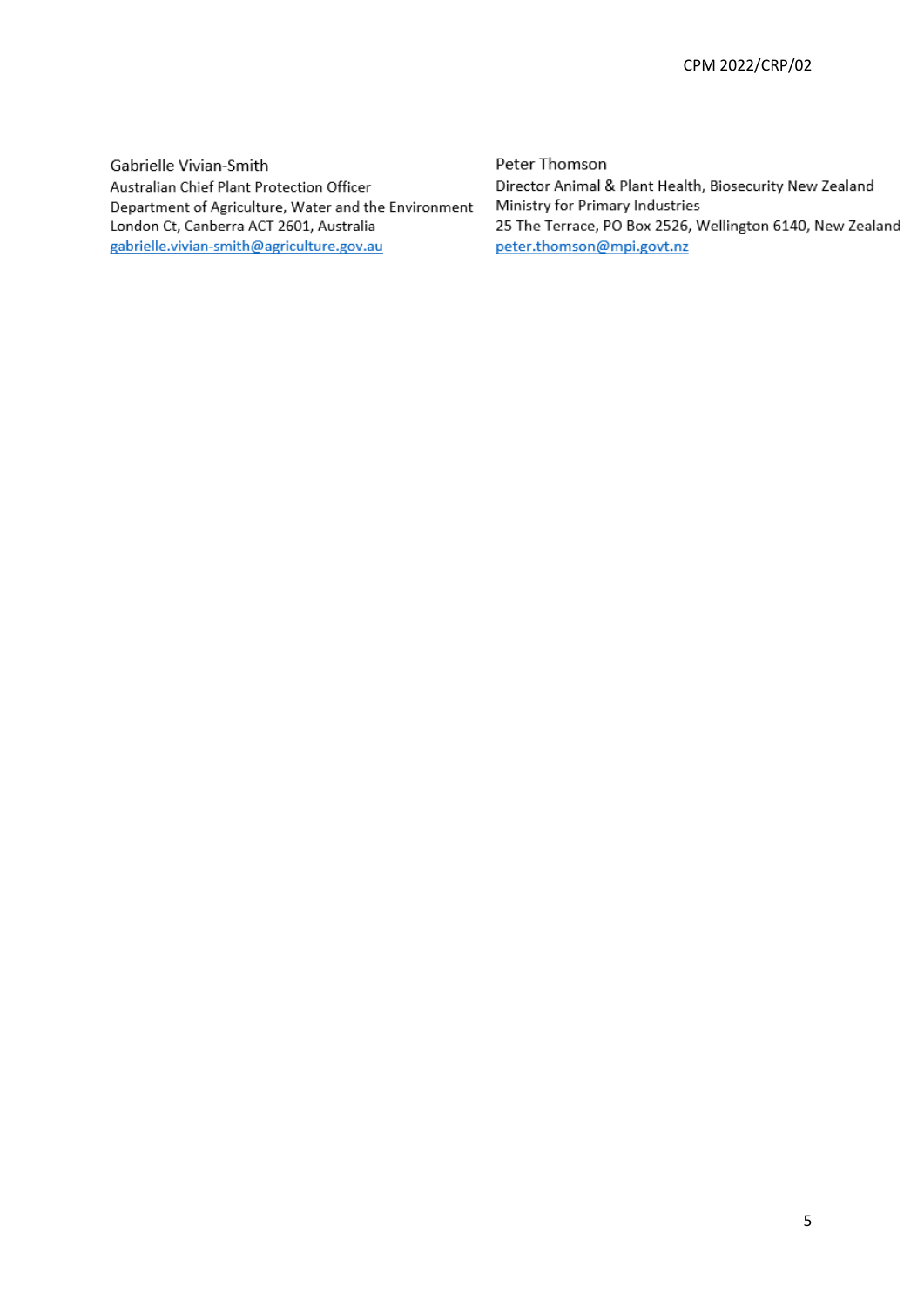Gabrielle Vivian-Smith
Australian Chief Plant Protection Officer
Department of Agriculture, Water and the Environment
London Ct, Canberra ACT 2601, Australia
gabrielle.vivian-smith@agriculture.gov.au

Peter Thomson
Director Animal & Plant Health, Biosecurity New Zealand
Ministry for Primary Industries
25 The Terrace, PO Box 2526, Wellington 6140, New Zealand
peter.thomson@mpi.govt.nz